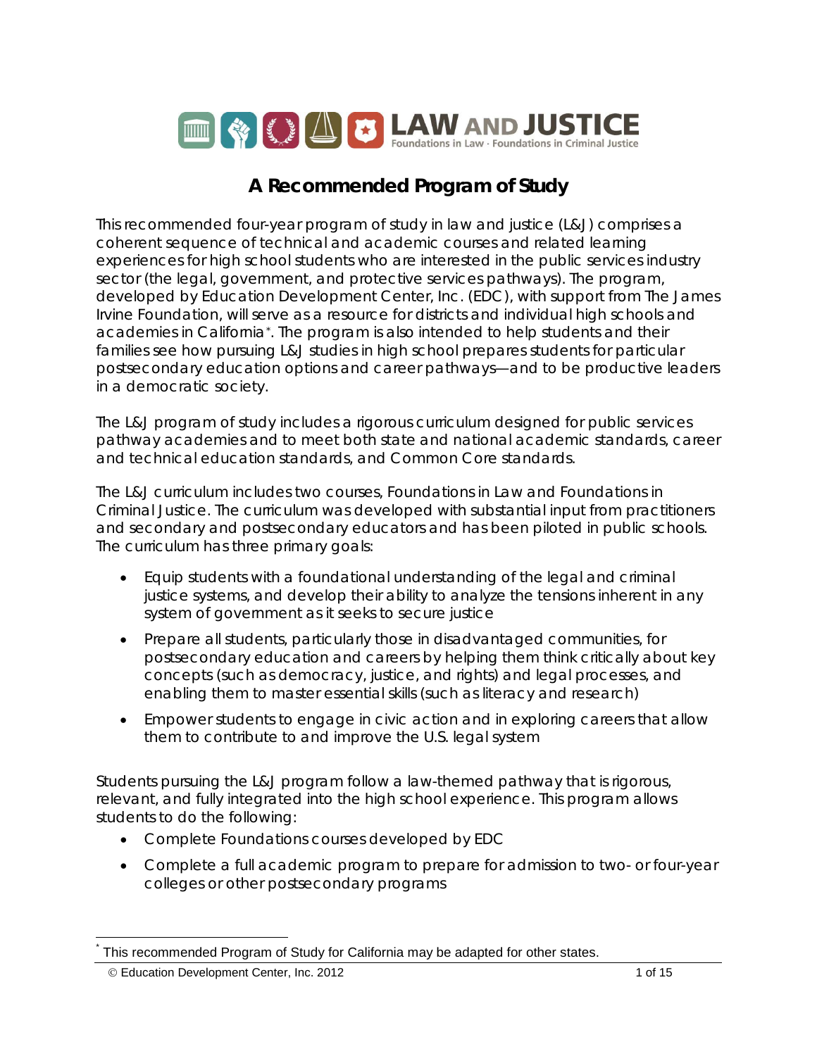# LAW AND JUSTICE

Foundations in Law · Foundations in Criminal Justice

## A Recommended Program of Study

This recommended four-year program of study in law and justice (L&J) comprises a coherent sequence of technical and academic courses and related learning experiences for high school students who are interested in the public services industry sector (the legal, government, and protective services pathways). The program, developed by Education Development Center, Inc. (EDC), with support from The James Irvine Foundation, will serve as a resource for districts and individual high schools and academies in California*. The program is also intended to help students and their families see how pursuing L&J studies in high school prepares students for particular postsecondary education options and career pathways—and to be productive leaders in a democratic society.

The L&J program of study includes a rigorous curriculum designed for public services pathway academies and to meet both state and national academic standards, career and technical education standards, and Common Core standards.

The L&J curriculum includes two courses, Foundations in Law and Foundations in Criminal Justice. The curriculum was developed with substantial input from practitioners and secondary and postsecondary educators and has been piloted in public schools. The curriculum has three primary goals:

- Equip students with a foundational understanding of the legal and criminal justice systems, and develop their ability to analyze the tensions inherent in any system of government as it seeks to secure justice
- Prepare all students, particularly those in disadvantaged communities, for postsecondary education and careers by helping them think critically about key concepts (such as democracy, justice, and rights) and legal processes, and enabling them to master essential skills (such as literacy and research)
- Empower students to engage in civic action and in exploring careers that allow them to contribute to and improve the U.S. legal system

Students pursuing the L&J program follow a law-themed pathway that is rigorous, relevant, and fully integrated into the high school experience. This program allows students to do the following:

- Complete Foundations courses developed by EDC
- Complete a full academic program to prepare for admission to two- or four-year colleges or other postsecondary programs

---

* This recommended Program of Study for California may be adapted for other states.

© Education Development Center, Inc. 2012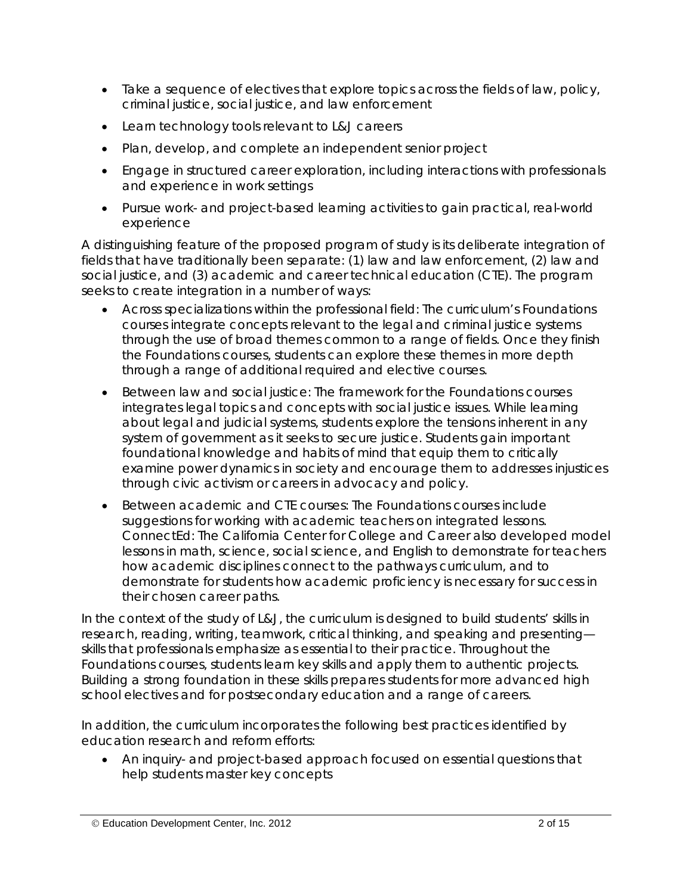- Take a sequence of electives that explore topics across the fields of law, policy, criminal justice, social justice, and law enforcement
- Learn technology tools relevant to L&J careers
- Plan, develop, and complete an independent senior project
- Engage in structured career exploration, including interactions with professionals and experience in work settings
- Pursue work- and project-based learning activities to gain practical, real-world experience

A distinguishing feature of the proposed program of study is its deliberate integration of fields that have traditionally been separate: (1) law and law enforcement, (2) law and social justice, and (3) academic and career technical education (CTE). The program seeks to create integration in a number of ways:

- Across specializations within the professional field: The curriculum's Foundations courses integrate concepts relevant to the legal and criminal justice systems through the use of broad themes common to a range of fields. Once they finish the Foundations courses, students can explore these themes in more depth through a range of additional required and elective courses.
- Between law and social justice: The framework for the Foundations courses integrates legal topics and concepts with social justice issues. While learning about legal and judicial systems, students explore the tensions inherent in any system of government as it seeks to secure justice. Students gain important foundational knowledge and habits of mind that equip them to critically examine power dynamics in society and encourage them to addresses injustices through civic activism or careers in advocacy and policy.
- Between academic and CTE courses: The Foundations courses include suggestions for working with academic teachers on integrated lessons. ConnectEd: The California Center for College and Career also developed model lessons in math, science, social science, and English to demonstrate for teachers how academic disciplines connect to the pathways curriculum, and to demonstrate for students how academic proficiency is necessary for success in their chosen career paths.

In the context of the study of L&J, the curriculum is designed to build students' skills in research, reading, writing, teamwork, critical thinking, and speaking and presenting—skills that professionals emphasize as essential to their practice. Throughout the Foundations courses, students learn key skills and apply them to authentic projects. Building a strong foundation in these skills prepares students for more advanced high school electives and for postsecondary education and a range of careers.

In addition, the curriculum incorporates the following best practices identified by education research and reform efforts:

- An inquiry- and project-based approach focused on essential questions that help students master key concepts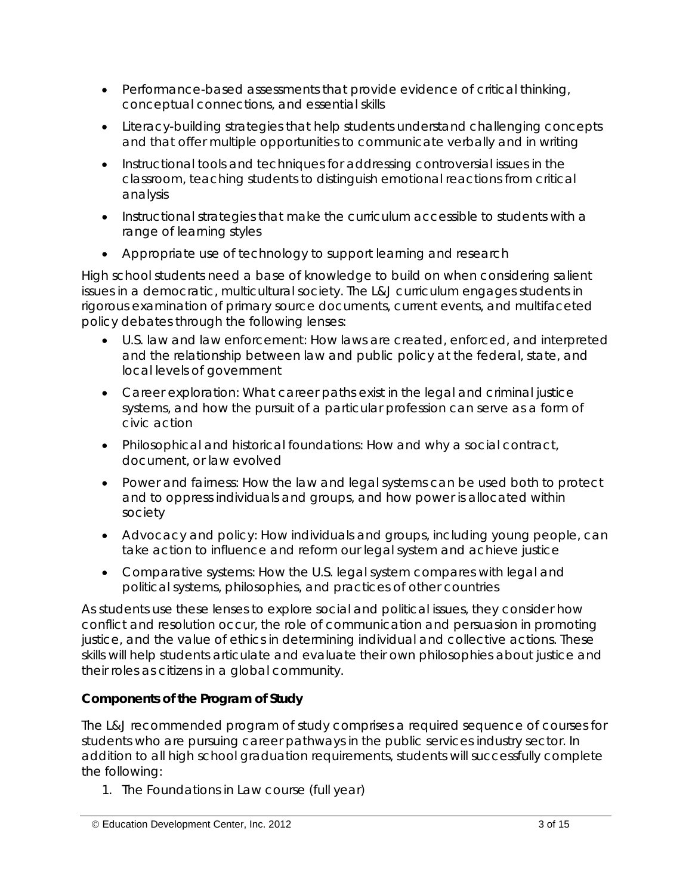- Performance-based assessments that provide evidence of critical thinking, conceptual connections, and essential skills
- Literacy-building strategies that help students understand challenging concepts and that offer multiple opportunities to communicate verbally and in writing
- Instructional tools and techniques for addressing controversial issues in the classroom, teaching students to distinguish emotional reactions from critical analysis
- Instructional strategies that make the curriculum accessible to students with a range of learning styles
- Appropriate use of technology to support learning and research

High school students need a base of knowledge to build on when considering salient issues in a democratic, multicultural society. The L&J curriculum engages students in rigorous examination of primary source documents, current events, and multifaceted policy debates through the following lenses:

- U.S. law and law enforcement: How laws are created, enforced, and interpreted and the relationship between law and public policy at the federal, state, and local levels of government
- Career exploration: What career paths exist in the legal and criminal justice systems, and how the pursuit of a particular profession can serve as a form of civic action
- Philosophical and historical foundations: How and why a social contract, document, or law evolved
- Power and fairness: How the law and legal systems can be used both to protect and to oppress individuals and groups, and how power is allocated within society
- Advocacy and policy: How individuals and groups, including young people, can take action to influence and reform our legal system and achieve justice
- Comparative systems: How the U.S. legal system compares with legal and political systems, philosophies, and practices of other countries

As students use these lenses to explore social and political issues, they consider how conflict and resolution occur, the role of communication and persuasion in promoting justice, and the value of ethics in determining individual and collective actions. These skills will help students articulate and evaluate their own philosophies about justice and their roles as citizens in a global community.

**Components of the Program of Study**

The L&J recommended program of study comprises a required sequence of courses for students who are pursuing career pathways in the public services industry sector. In addition to all high school graduation requirements, students will successfully complete the following:

1. The Foundations in Law course (full year)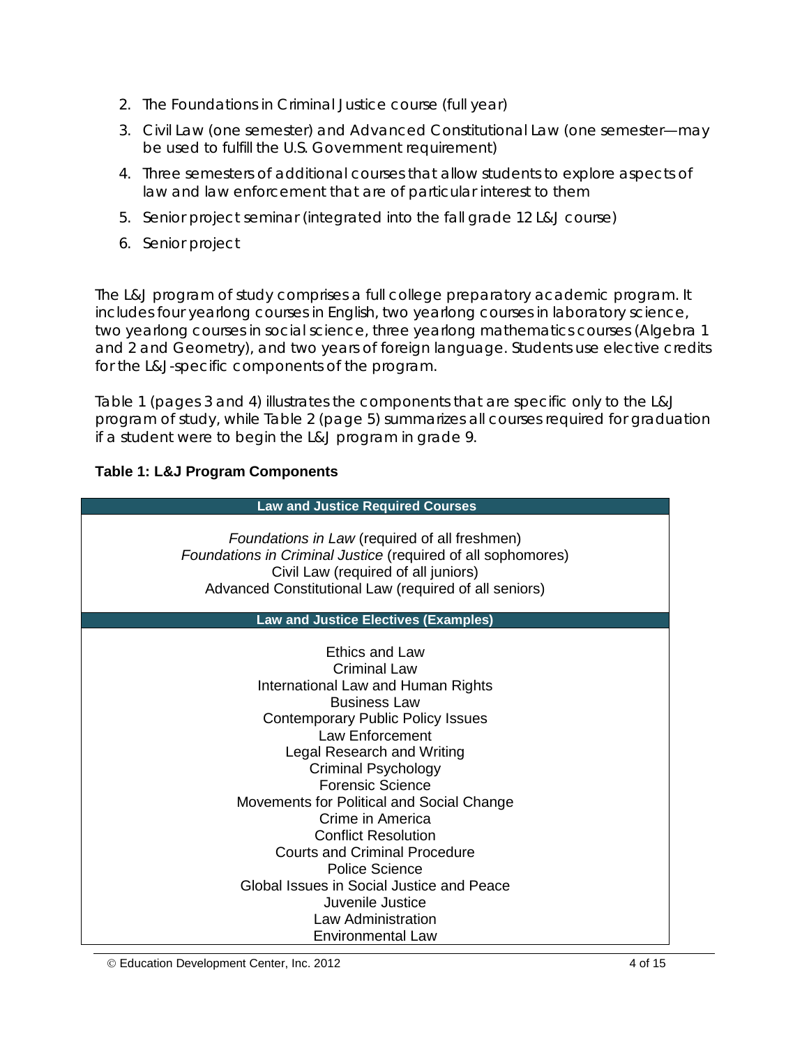2. The Foundations in Criminal Justice course (full year)
3. Civil Law (one semester) and Advanced Constitutional Law (one semester—may be used to fulfill the U.S. Government requirement)
4. Three semesters of additional courses that allow students to explore aspects of law and law enforcement that are of particular interest to them
5. Senior project seminar (integrated into the fall grade 12 L&J course)
6. Senior project

The L&J program of study comprises a full college preparatory academic program. It includes four yearlong courses in English, two yearlong courses in laboratory science, two yearlong courses in social science, three yearlong mathematics courses (Algebra 1 and 2 and Geometry), and two years of foreign language. Students use elective credits for the L&J-specific components of the program.

Table 1 (pages 3 and 4) illustrates the components that are specific only to the L&J program of study, while Table 2 (page 5) summarizes all courses required for graduation if a student were to begin the L&J program in grade 9.

**Table 1: L&J Program Components**

| Law and Justice Required Courses |
|---|
| *Foundations in Law* (required of all freshmen)<br>*Foundations in Criminal Justice* (required of all sophomores)<br>Civil Law (required of all juniors)<br>Advanced Constitutional Law (required of all seniors) |
| **Law and Justice Electives (Examples)** |
| Ethics and Law<br>Criminal Law<br>International Law and Human Rights<br>Business Law<br>Contemporary Public Policy Issues<br>Law Enforcement<br>Legal Research and Writing<br>Criminal Psychology<br>Forensic Science<br>Movements for Political and Social Change<br>Crime in America<br>Conflict Resolution<br>Courts and Criminal Procedure<br>Police Science<br>Global Issues in Social Justice and Peace<br>Juvenile Justice<br>Law Administration<br>Environmental Law |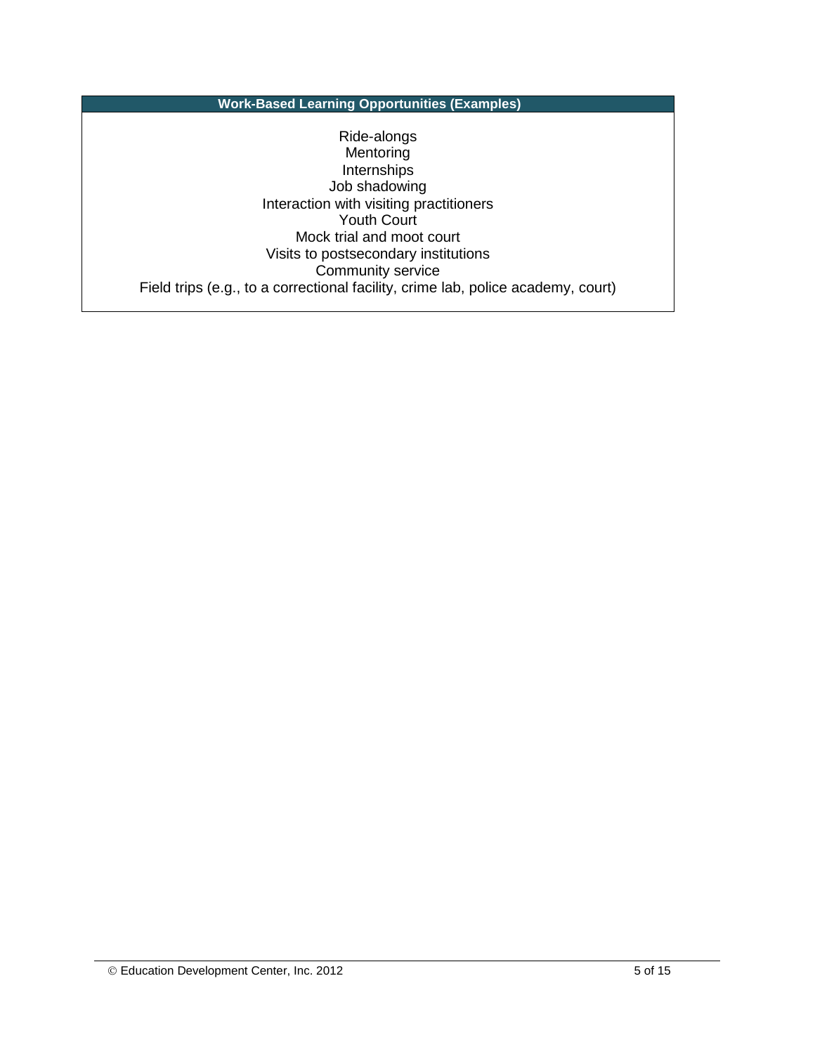| Work-Based Learning Opportunities (Examples) |
| --- |
| Ride-alongs<br>Mentoring<br>Internships<br>Job shadowing<br>Interaction with visiting practitioners<br>Youth Court<br>Mock trial and moot court<br>Visits to postsecondary institutions<br>Community service<br>Field trips (e.g., to a correctional facility, crime lab, police academy, court) |

© Education Development Center, Inc. 2012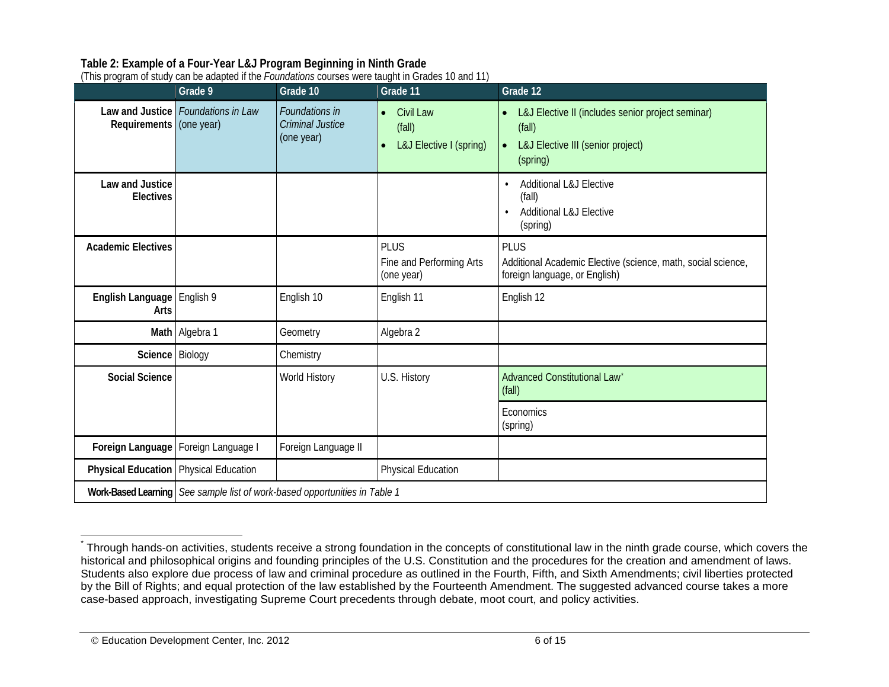**Table 2: Example of a Four-Year L&J Program Beginning in Ninth Grade**

(This program of study can be adapted if the *Foundations* courses were taught in Grades 10 and 11)

| | Grade 9 | Grade 10 | Grade 11 | Grade 12 |
|---|---|---|---|---|
| **Law and Justice Requirements** | *Foundations in Law* (one year) | *Foundations in Criminal Justice* (one year) | • Civil Law (fall)<br>• L&J Elective I (spring) | • L&J Elective II (includes senior project seminar) (fall)<br>• L&J Elective III (senior project) (spring) |
| **Law and Justice Electives** | | | | • Additional L&J Elective (fall)<br>• Additional L&J Elective (spring) |
| **Academic Electives** | | | PLUS<br>Fine and Performing Arts (one year) | PLUS<br>Additional Academic Elective (science, math, social science, foreign language, or English) |
| **English Language Arts** | English 9 | English 10 | English 11 | English 12 |
| **Math** | Algebra 1 | Geometry | Algebra 2 | |
| **Science** | Biology | Chemistry | | |
| **Social Science** | | World History | U.S. History | Advanced Constitutional Law* (fall)<br>Economics (spring) |
| **Foreign Language** | Foreign Language I | Foreign Language II | | |
| **Physical Education** | Physical Education | | Physical Education | |
| **Work-Based Learning** | *See sample list of work-based opportunities in Table 1* | | | |

* Through hands-on activities, students receive a strong foundation in the concepts of constitutional law in the ninth grade course, which covers the historical and philosophical origins and founding principles of the U.S. Constitution and the procedures for the creation and amendment of laws. Students also explore due process of law and criminal procedure as outlined in the Fourth, Fifth, and Sixth Amendments; civil liberties protected by the Bill of Rights; and equal protection of the law established by the Fourteenth Amendment. The suggested advanced course takes a more case-based approach, investigating Supreme Court precedents through debate, moot court, and policy activities.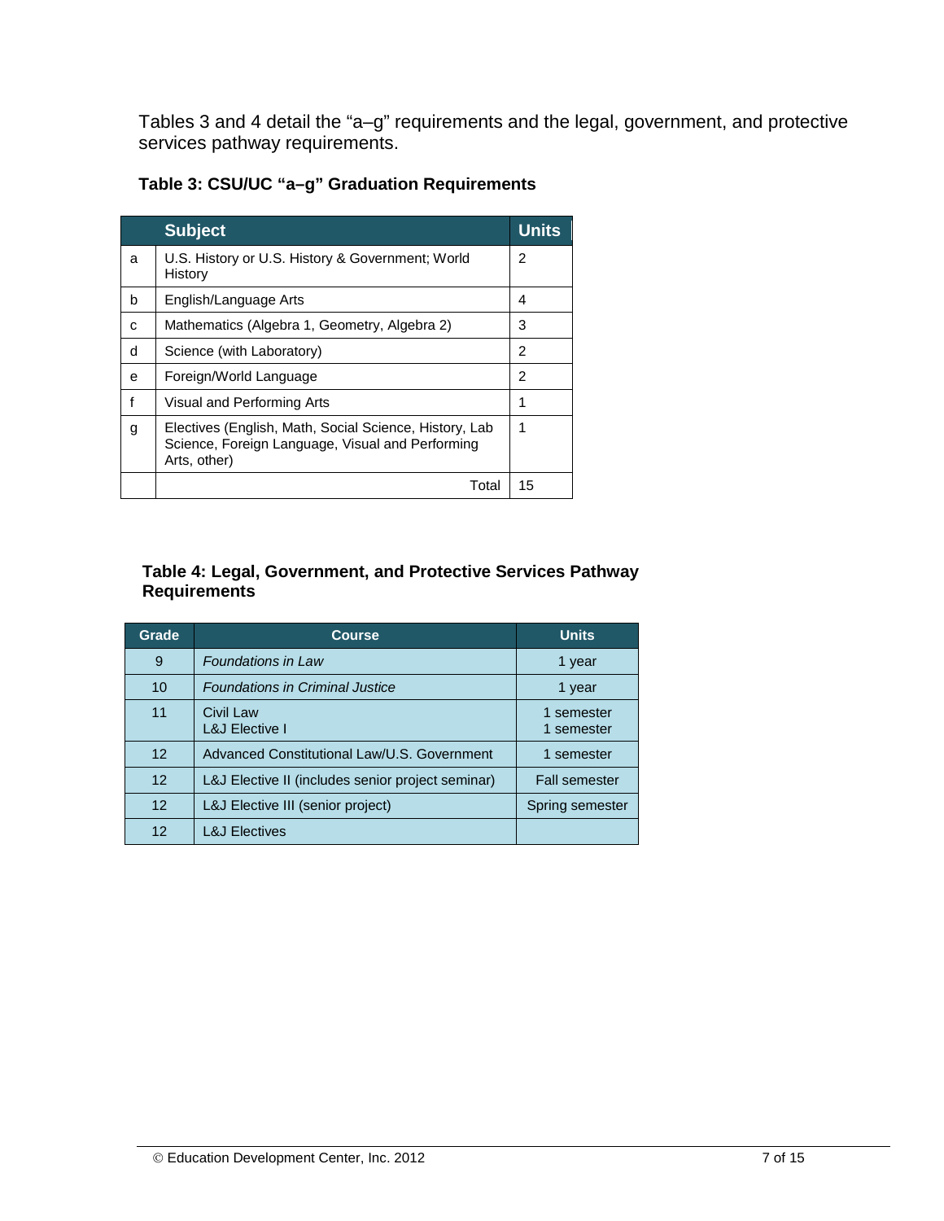Tables 3 and 4 detail the "a–g" requirements and the legal, government, and protective services pathway requirements.

**Table 3: CSU/UC "a–g" Graduation Requirements**

| | Subject | Units |
|---|---|---|
| a | U.S. History or U.S. History & Government; World History | 2 |
| b | English/Language Arts | 4 |
| c | Mathematics (Algebra 1, Geometry, Algebra 2) | 3 |
| d | Science (with Laboratory) | 2 |
| e | Foreign/World Language | 2 |
| f | Visual and Performing Arts | 1 |
| g | Electives (English, Math, Social Science, History, Lab Science, Foreign Language, Visual and Performing Arts, other) | 1 |
| | Total | 15 |

**Table 4: Legal, Government, and Protective Services Pathway Requirements**

| Grade | Course | Units |
|---|---|---|
| 9 | *Foundations in Law* | 1 year |
| 10 | *Foundations in Criminal Justice* | 1 year |
| 11 | Civil Law<br>L&J Elective I | 1 semester<br>1 semester |
| 12 | Advanced Constitutional Law/U.S. Government | 1 semester |
| 12 | L&J Elective II (includes senior project seminar) | Fall semester |
| 12 | L&J Elective III (senior project) | Spring semester |
| 12 | L&J Electives | |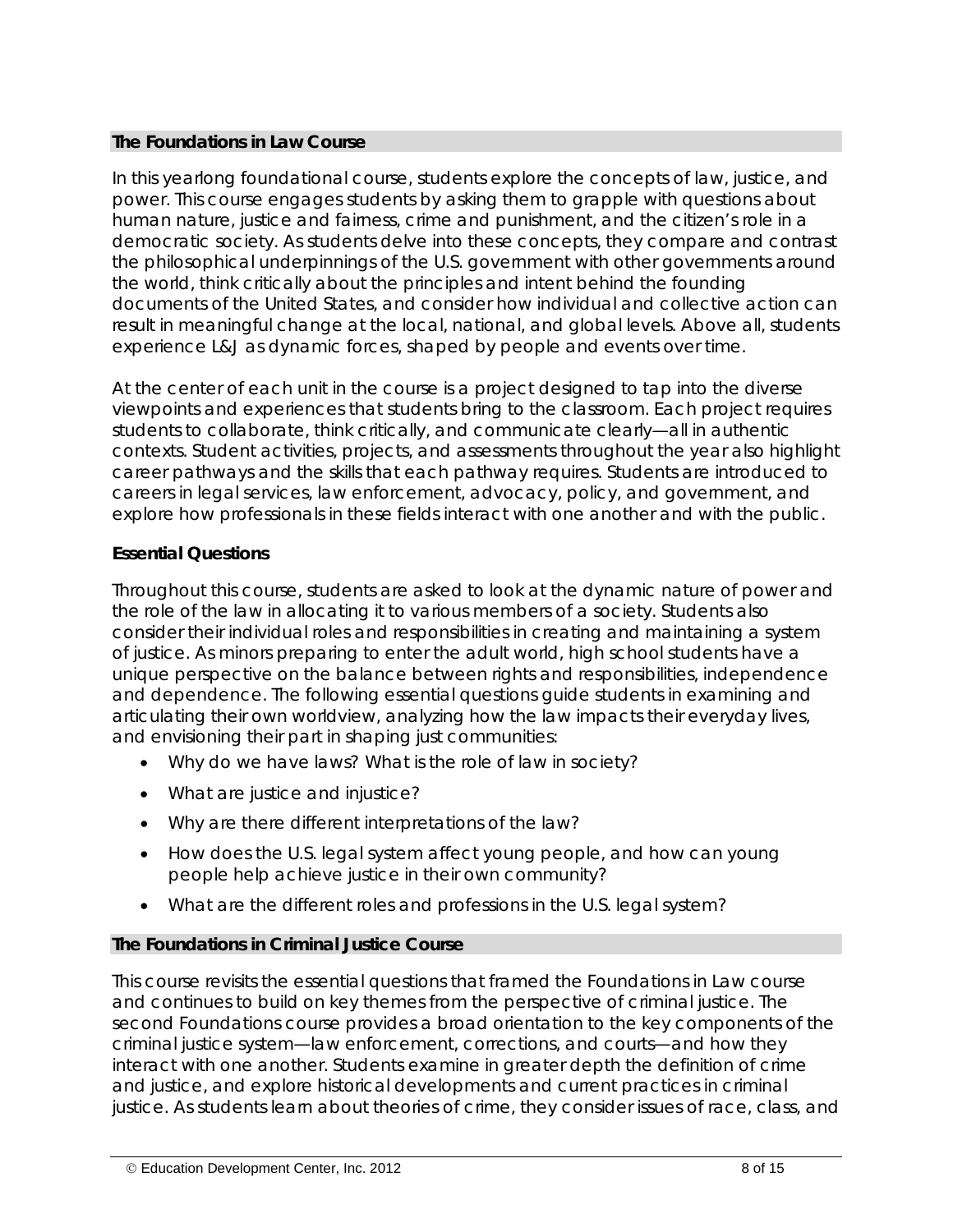## The Foundations in Law Course

In this yearlong foundational course, students explore the concepts of law, justice, and power. This course engages students by asking them to grapple with questions about human nature, justice and fairness, crime and punishment, and the citizen's role in a democratic society. As students delve into these concepts, they compare and contrast the philosophical underpinnings of the U.S. government with other governments around the world, think critically about the principles and intent behind the founding documents of the United States, and consider how individual and collective action can result in meaningful change at the local, national, and global levels. Above all, students experience L&J as dynamic forces, shaped by people and events over time.

At the center of each unit in the course is a project designed to tap into the diverse viewpoints and experiences that students bring to the classroom. Each project requires students to collaborate, think critically, and communicate clearly—all in authentic contexts. Student activities, projects, and assessments throughout the year also highlight career pathways and the skills that each pathway requires. Students are introduced to careers in legal services, law enforcement, advocacy, policy, and government, and explore how professionals in these fields interact with one another and with the public.

### Essential Questions

Throughout this course, students are asked to look at the dynamic nature of power and the role of the law in allocating it to various members of a society. Students also consider their individual roles and responsibilities in creating and maintaining a system of justice. As minors preparing to enter the adult world, high school students have a unique perspective on the balance between rights and responsibilities, independence and dependence. The following essential questions guide students in examining and articulating their own worldview, analyzing how the law impacts their everyday lives, and envisioning their part in shaping just communities:

- Why do we have laws? What is the role of law in society?
- What are justice and injustice?
- Why are there different interpretations of the law?
- How does the U.S. legal system affect young people, and how can young people help achieve justice in their own community?
- What are the different roles and professions in the U.S. legal system?

## The Foundations in Criminal Justice Course

This course revisits the essential questions that framed the Foundations in Law course and continues to build on key themes from the perspective of criminal justice. The second Foundations course provides a broad orientation to the key components of the criminal justice system—law enforcement, corrections, and courts—and how they interact with one another. Students examine in greater depth the definition of crime and justice, and explore historical developments and current practices in criminal justice. As students learn about theories of crime, they consider issues of race, class, and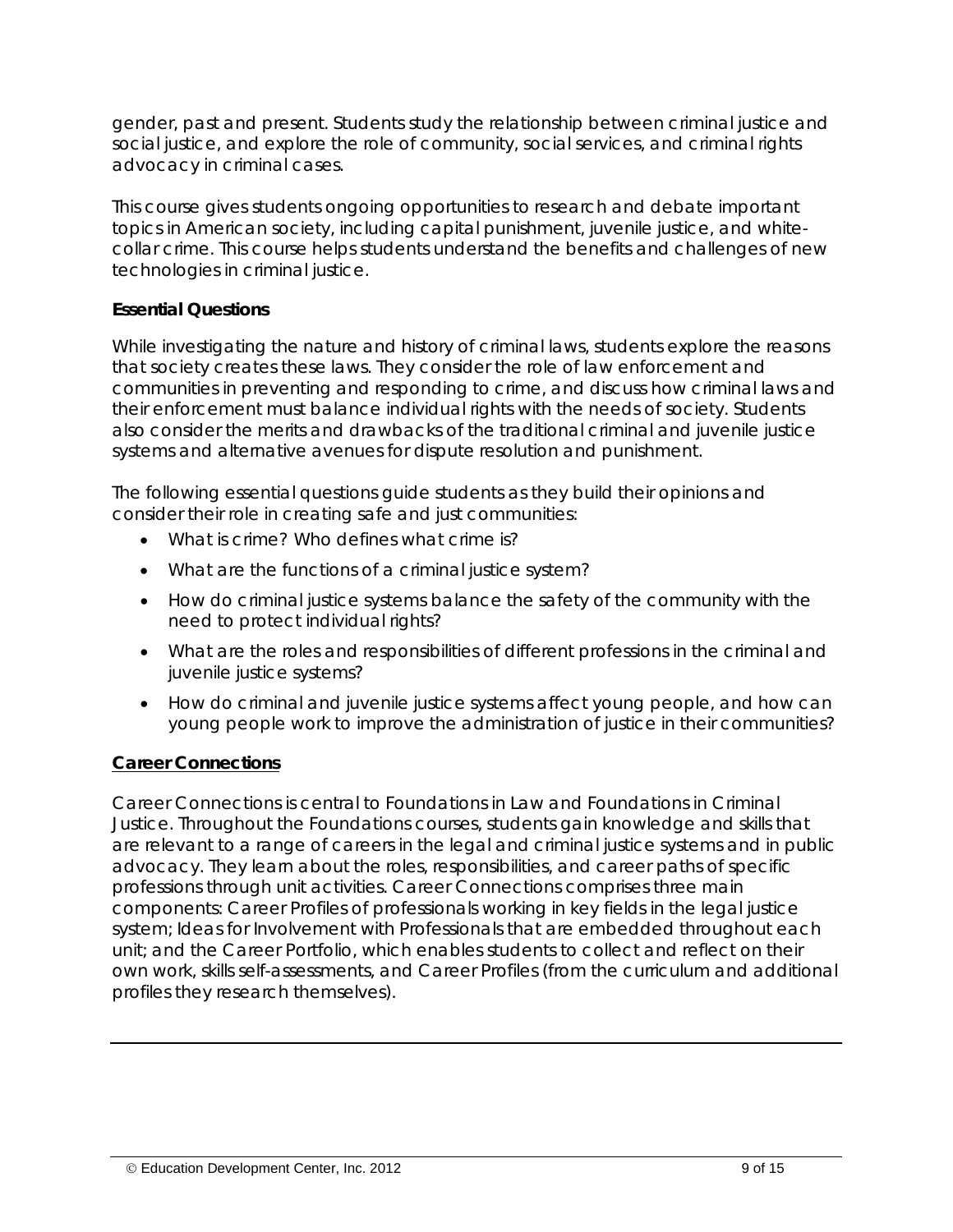gender, past and present. Students study the relationship between criminal justice and social justice, and explore the role of community, social services, and criminal rights advocacy in criminal cases.

This course gives students ongoing opportunities to research and debate important topics in American society, including capital punishment, juvenile justice, and white-collar crime. This course helps students understand the benefits and challenges of new technologies in criminal justice.

**Essential Questions**

While investigating the nature and history of criminal laws, students explore the reasons that society creates these laws. They consider the role of law enforcement and communities in preventing and responding to crime, and discuss how criminal laws and their enforcement must balance individual rights with the needs of society. Students also consider the merits and drawbacks of the traditional criminal and juvenile justice systems and alternative avenues for dispute resolution and punishment.

The following essential questions guide students as they build their opinions and consider their role in creating safe and just communities:

- What is crime? Who defines what crime is?
- What are the functions of a criminal justice system?
- How do criminal justice systems balance the safety of the community with the need to protect individual rights?
- What are the roles and responsibilities of different professions in the criminal and juvenile justice systems?
- How do criminal and juvenile justice systems affect young people, and how can young people work to improve the administration of justice in their communities?

**Career Connections**

Career Connections is central to Foundations in Law and Foundations in Criminal Justice. Throughout the Foundations courses, students gain knowledge and skills that are relevant to a range of careers in the legal and criminal justice systems and in public advocacy. They learn about the roles, responsibilities, and career paths of specific professions through unit activities. Career Connections comprises three main components: Career Profiles of professionals working in key fields in the legal justice system; Ideas for Involvement with Professionals that are embedded throughout each unit; and the Career Portfolio, which enables students to collect and reflect on their own work, skills self-assessments, and Career Profiles (from the curriculum and additional profiles they research themselves).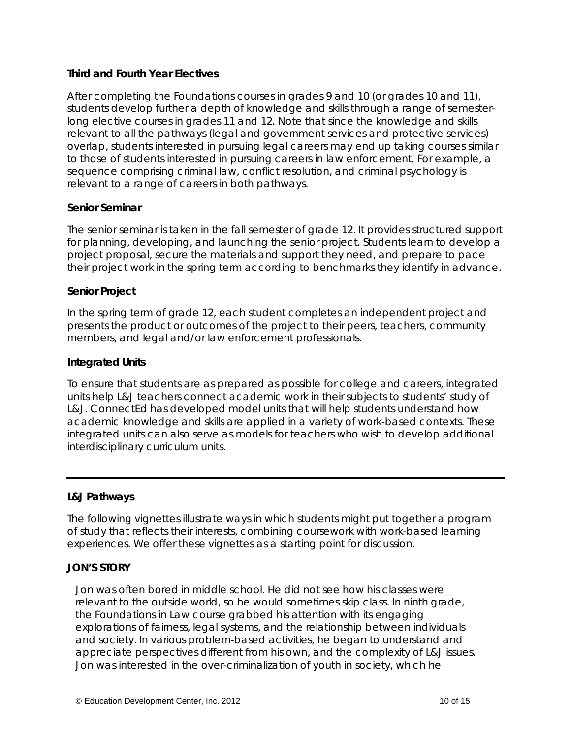### Third and Fourth Year Electives

After completing the Foundations courses in grades 9 and 10 (or grades 10 and 11), students develop further a depth of knowledge and skills through a range of semester-long elective courses in grades 11 and 12. Note that since the knowledge and skills relevant to all the pathways (legal and government services and protective services) overlap, students interested in pursuing legal careers may end up taking courses similar to those of students interested in pursuing careers in law enforcement. For example, a sequence comprising criminal law, conflict resolution, and criminal psychology is relevant to a range of careers in both pathways.

### Senior Seminar

The senior seminar is taken in the fall semester of grade 12. It provides structured support for planning, developing, and launching the senior project. Students learn to develop a project proposal, secure the materials and support they need, and prepare to pace their project work in the spring term according to benchmarks they identify in advance.

### Senior Project

In the spring term of grade 12, each student completes an independent project and presents the product or outcomes of the project to their peers, teachers, community members, and legal and/or law enforcement professionals.

### Integrated Units

To ensure that students are as prepared as possible for college and careers, integrated units help L&J teachers connect academic work in their subjects to students' study of L&J. ConnectEd has developed model units that will help students understand how academic knowledge and skills are applied in a variety of work-based contexts. These integrated units can also serve as models for teachers who wish to develop additional interdisciplinary curriculum units.

---

## L&J Pathways

The following vignettes illustrate ways in which students might put together a program of study that reflects their interests, combining coursework with work-based learning experiences. We offer these vignettes as a starting point for discussion.

### JON'S STORY

Jon was often bored in middle school. He did not see how his classes were relevant to the outside world, so he would sometimes skip class. In ninth grade, the Foundations in Law course grabbed his attention with its engaging explorations of fairness, legal systems, and the relationship between individuals and society. In various problem-based activities, he began to understand and appreciate perspectives different from his own, and the complexity of L&J issues. Jon was interested in the over-criminalization of youth in society, which he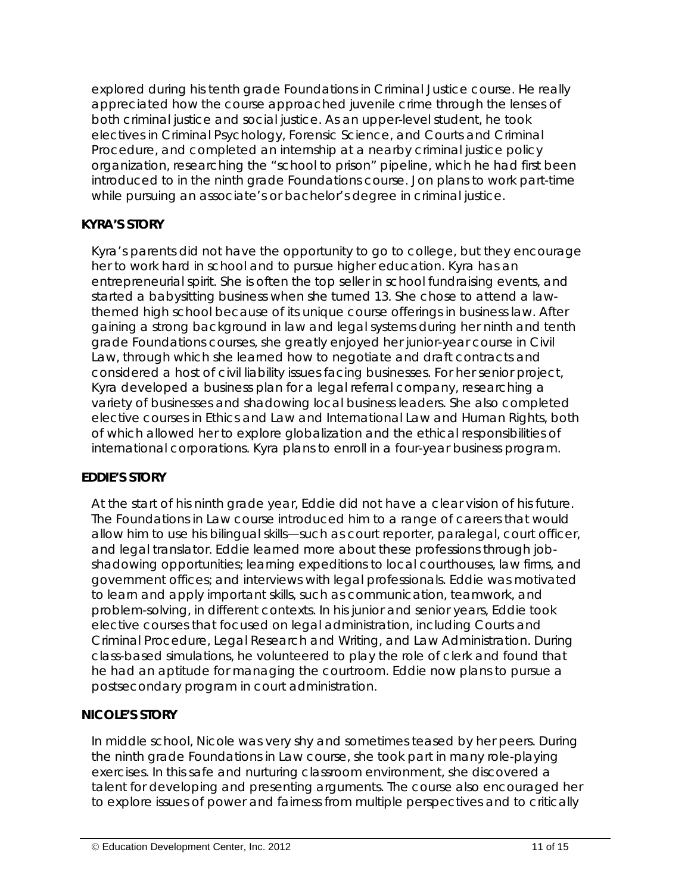explored during his tenth grade Foundations in Criminal Justice course. He really appreciated how the course approached juvenile crime through the lenses of both criminal justice and social justice. As an upper-level student, he took electives in Criminal Psychology, Forensic Science, and Courts and Criminal Procedure, and completed an internship at a nearby criminal justice policy organization, researching the "school to prison" pipeline, which he had first been introduced to in the ninth grade Foundations course. Jon plans to work part-time while pursuing an associate's or bachelor's degree in criminal justice.

**KYRA'S STORY**

Kyra's parents did not have the opportunity to go to college, but they encourage her to work hard in school and to pursue higher education. Kyra has an entrepreneurial spirit. She is often the top seller in school fundraising events, and started a babysitting business when she turned 13. She chose to attend a law-themed high school because of its unique course offerings in business law. After gaining a strong background in law and legal systems during her ninth and tenth grade Foundations courses, she greatly enjoyed her junior-year course in Civil Law, through which she learned how to negotiate and draft contracts and considered a host of civil liability issues facing businesses. For her senior project, Kyra developed a business plan for a legal referral company, researching a variety of businesses and shadowing local business leaders. She also completed elective courses in Ethics and Law and International Law and Human Rights, both of which allowed her to explore globalization and the ethical responsibilities of international corporations. Kyra plans to enroll in a four-year business program.

**EDDIE'S STORY**

At the start of his ninth grade year, Eddie did not have a clear vision of his future. The Foundations in Law course introduced him to a range of careers that would allow him to use his bilingual skills—such as court reporter, paralegal, court officer, and legal translator. Eddie learned more about these professions through job-shadowing opportunities; learning expeditions to local courthouses, law firms, and government offices; and interviews with legal professionals. Eddie was motivated to learn and apply important skills, such as communication, teamwork, and problem-solving, in different contexts. In his junior and senior years, Eddie took elective courses that focused on legal administration, including Courts and Criminal Procedure, Legal Research and Writing, and Law Administration. During class-based simulations, he volunteered to play the role of clerk and found that he had an aptitude for managing the courtroom. Eddie now plans to pursue a postsecondary program in court administration.

**NICOLE'S STORY**

In middle school, Nicole was very shy and sometimes teased by her peers. During the ninth grade Foundations in Law course, she took part in many role-playing exercises. In this safe and nurturing classroom environment, she discovered a talent for developing and presenting arguments. The course also encouraged her to explore issues of power and fairness from multiple perspectives and to critically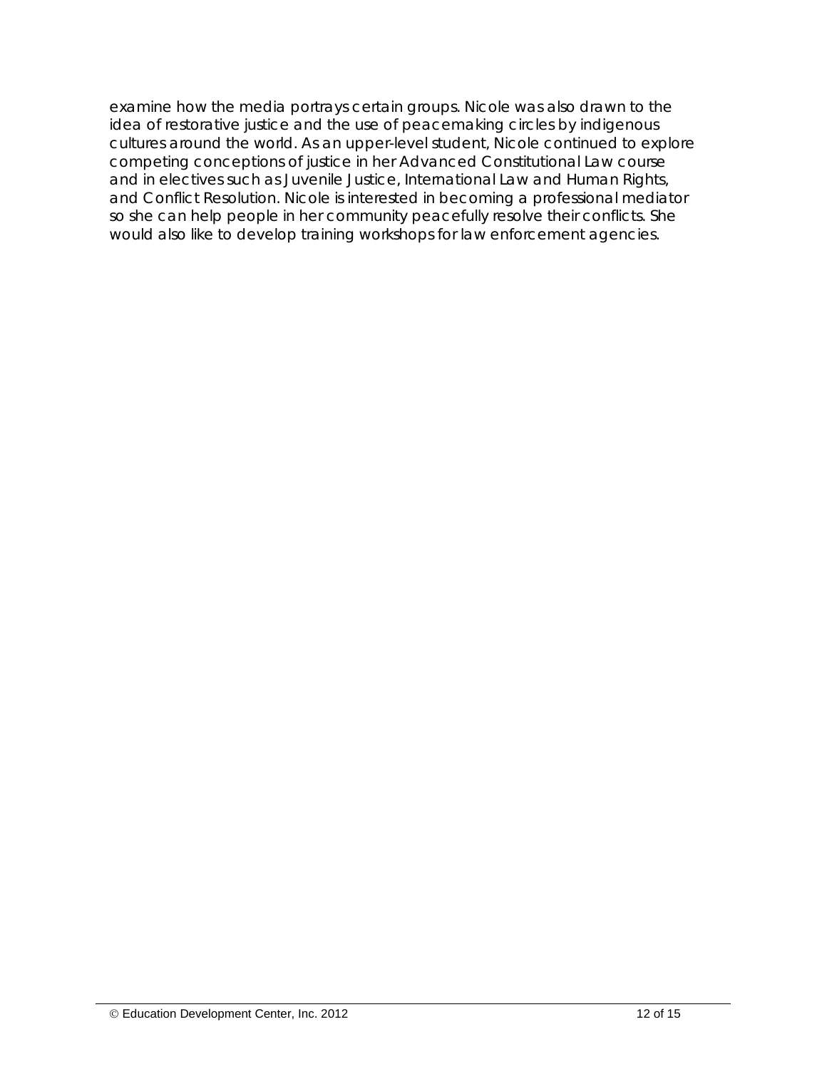examine how the media portrays certain groups. Nicole was also drawn to the idea of restorative justice and the use of peacemaking circles by indigenous cultures around the world. As an upper-level student, Nicole continued to explore competing conceptions of justice in her Advanced Constitutional Law course and in electives such as Juvenile Justice, International Law and Human Rights, and Conflict Resolution. Nicole is interested in becoming a professional mediator so she can help people in her community peacefully resolve their conflicts. She would also like to develop training workshops for law enforcement agencies.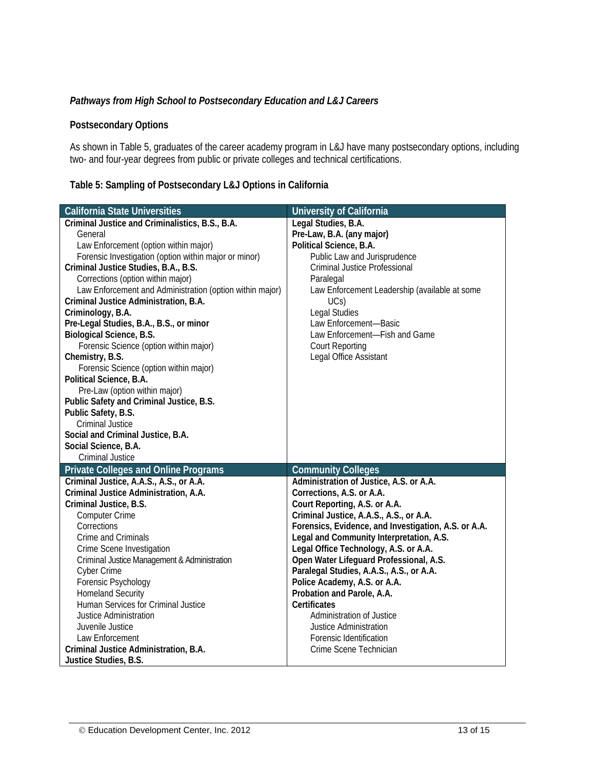### *Pathways from High School to Postsecondary Education and L&J Careers*

#### Postsecondary Options

As shown in Table 5, graduates of the career academy program in L&J have many postsecondary options, including two- and four-year degrees from public or private colleges and technical certifications.

**Table 5: Sampling of Postsecondary L&J Options in California**

| California State Universities | University of California |
|---|---|
| **Criminal Justice and Criminalistics, B.S., B.A.**<br>General<br>Law Enforcement (option within major)<br>Forensic Investigation (option within major or minor)<br>**Criminal Justice Studies, B.A., B.S.**<br>Corrections (option within major)<br>Law Enforcement and Administration (option within major)<br>**Criminal Justice Administration, B.A.**<br>**Criminology, B.A.**<br>**Pre-Legal Studies, B.A., B.S., or minor**<br>**Biological Science, B.S.**<br>Forensic Science (option within major)<br>**Chemistry, B.S.**<br>Forensic Science (option within major)<br>**Political Science, B.A.**<br>Pre-Law (option within major)<br>**Public Safety and Criminal Justice, B.S.**<br>**Public Safety, B.S.**<br>Criminal Justice<br>**Social and Criminal Justice, B.A.**<br>**Social Science, B.A.**<br>Criminal Justice | **Legal Studies, B.A.**<br>**Pre-Law, B.A. (any major)**<br>**Political Science, B.A.**<br>Public Law and Jurisprudence<br>Criminal Justice Professional<br>Paralegal<br>Law Enforcement Leadership (available at some UCs)<br>Legal Studies<br>Law Enforcement—Basic<br>Law Enforcement—Fish and Game<br>Court Reporting<br>Legal Office Assistant |
| **Private Colleges and Online Programs** | **Community Colleges** |
| **Criminal Justice, A.A.S., A.S., or A.A.**<br>**Criminal Justice Administration, A.A.**<br>**Criminal Justice, B.S.**<br>Computer Crime<br>Corrections<br>Crime and Criminals<br>Crime Scene Investigation<br>Criminal Justice Management & Administration<br>Cyber Crime<br>Forensic Psychology<br>Homeland Security<br>Human Services for Criminal Justice<br>Justice Administration<br>Juvenile Justice<br>Law Enforcement<br>**Criminal Justice Administration, B.A.**<br>**Justice Studies, B.S.** | **Administration of Justice, A.S. or A.A.**<br>**Corrections, A.S. or A.A.**<br>**Court Reporting, A.S. or A.A.**<br>**Criminal Justice, A.A.S., A.S., or A.A.**<br>**Forensics, Evidence, and Investigation, A.S. or A.A.**<br>**Legal and Community Interpretation, A.S.**<br>**Legal Office Technology, A.S. or A.A.**<br>**Open Water Lifeguard Professional, A.S.**<br>**Paralegal Studies, A.A.S., A.S., or A.A.**<br>**Police Academy, A.S. or A.A.**<br>**Probation and Parole, A.A.**<br>**Certificates**<br>Administration of Justice<br>Justice Administration<br>Forensic Identification<br>Crime Scene Technician |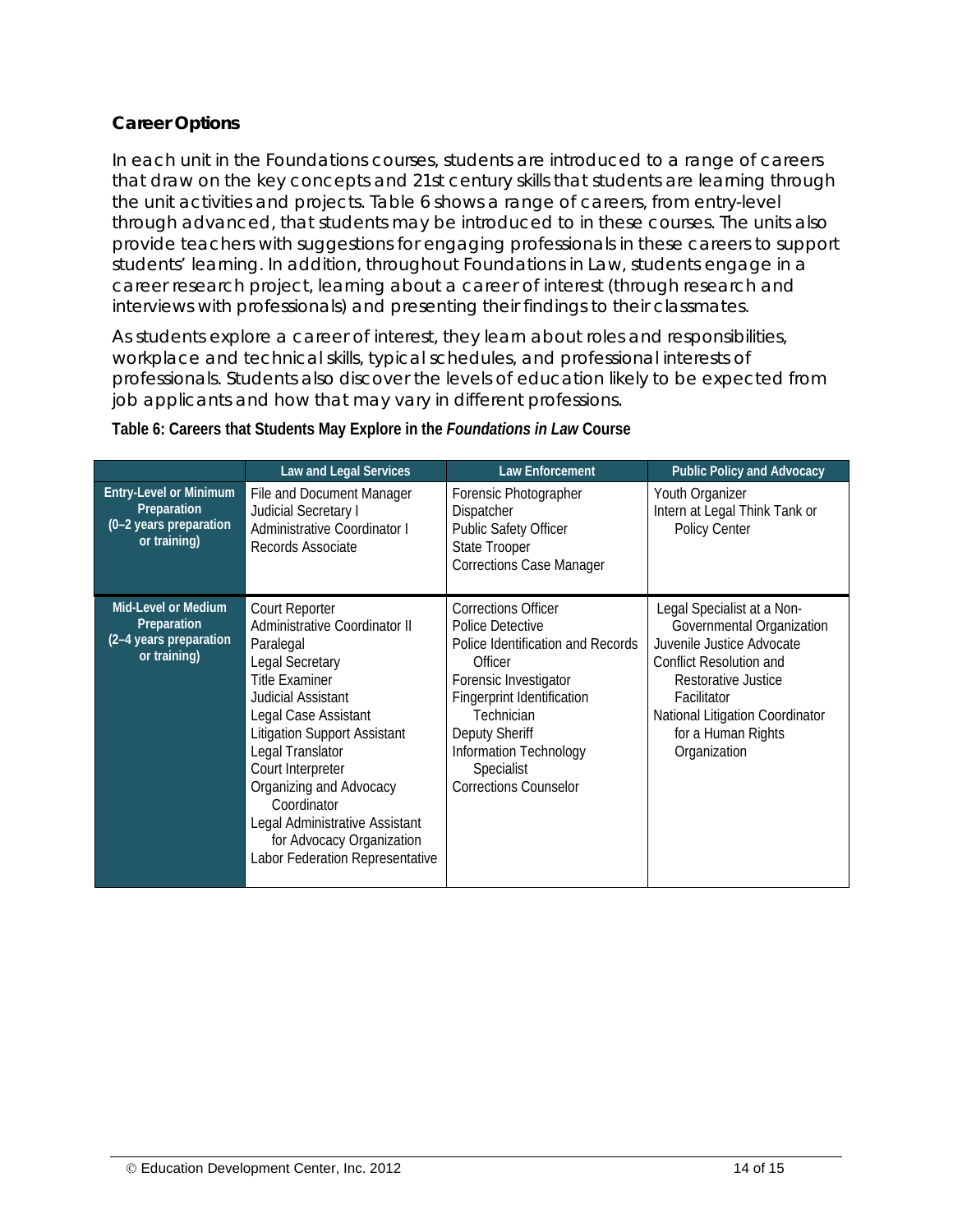### Career Options

In each unit in the Foundations courses, students are introduced to a range of careers that draw on the key concepts and 21st century skills that students are learning through the unit activities and projects. Table 6 shows a range of careers, from entry-level through advanced, that students may be introduced to in these courses. The units also provide teachers with suggestions for engaging professionals in these careers to support students' learning. In addition, throughout Foundations in Law, students engage in a career research project, learning about a career of interest (through research and interviews with professionals) and presenting their findings to their classmates.

As students explore a career of interest, they learn about roles and responsibilities, workplace and technical skills, typical schedules, and professional interests of professionals. Students also discover the levels of education likely to be expected from job applicants and how that may vary in different professions.

**Table 6: Careers that Students May Explore in the *Foundations in Law* Course**

| | Law and Legal Services | Law Enforcement | Public Policy and Advocacy |
|---|---|---|---|
| **Entry-Level or Minimum Preparation (0–2 years preparation or training)** | File and Document Manager<br>Judicial Secretary I<br>Administrative Coordinator I<br>Records Associate | Forensic Photographer<br>Dispatcher<br>Public Safety Officer<br>State Trooper<br>Corrections Case Manager | Youth Organizer<br>Intern at Legal Think Tank or Policy Center |
| **Mid-Level or Medium Preparation (2–4 years preparation or training)** | Court Reporter<br>Administrative Coordinator II<br>Paralegal<br>Legal Secretary<br>Title Examiner<br>Judicial Assistant<br>Legal Case Assistant<br>Litigation Support Assistant<br>Legal Translator<br>Court Interpreter<br>Organizing and Advocacy Coordinator<br>Legal Administrative Assistant for Advocacy Organization<br>Labor Federation Representative | Corrections Officer<br>Police Detective<br>Police Identification and Records Officer<br>Forensic Investigator<br>Fingerprint Identification Technician<br>Deputy Sheriff<br>Information Technology Specialist<br>Corrections Counselor | Legal Specialist at a Non-Governmental Organization<br>Juvenile Justice Advocate<br>Conflict Resolution and Restorative Justice Facilitator<br>National Litigation Coordinator for a Human Rights Organization |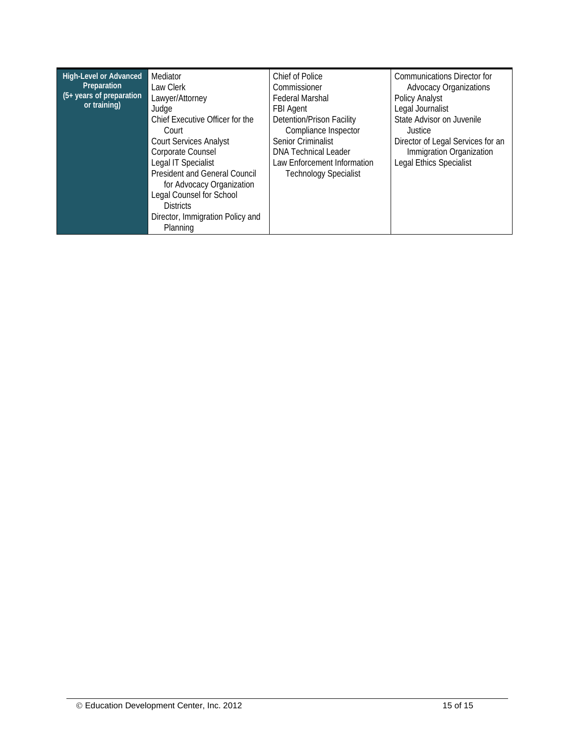| | | | |
|---|---|---|---|
| **High-Level or Advanced Preparation (5+ years of preparation or training)** | Mediator<br>Law Clerk<br>Lawyer/Attorney<br>Judge<br>Chief Executive Officer for the Court<br>Court Services Analyst<br>Corporate Counsel<br>Legal IT Specialist<br>President and General Council for Advocacy Organization<br>Legal Counsel for School Districts<br>Director, Immigration Policy and Planning | Chief of Police<br>Commissioner<br>Federal Marshal<br>FBI Agent<br>Detention/Prison Facility Compliance Inspector<br>Senior Criminalist<br>DNA Technical Leader<br>Law Enforcement Information Technology Specialist | Communications Director for Advocacy Organizations<br>Policy Analyst<br>Legal Journalist<br>State Advisor on Juvenile Justice<br>Director of Legal Services for an Immigration Organization<br>Legal Ethics Specialist |

© Education Development Center, Inc. 2012